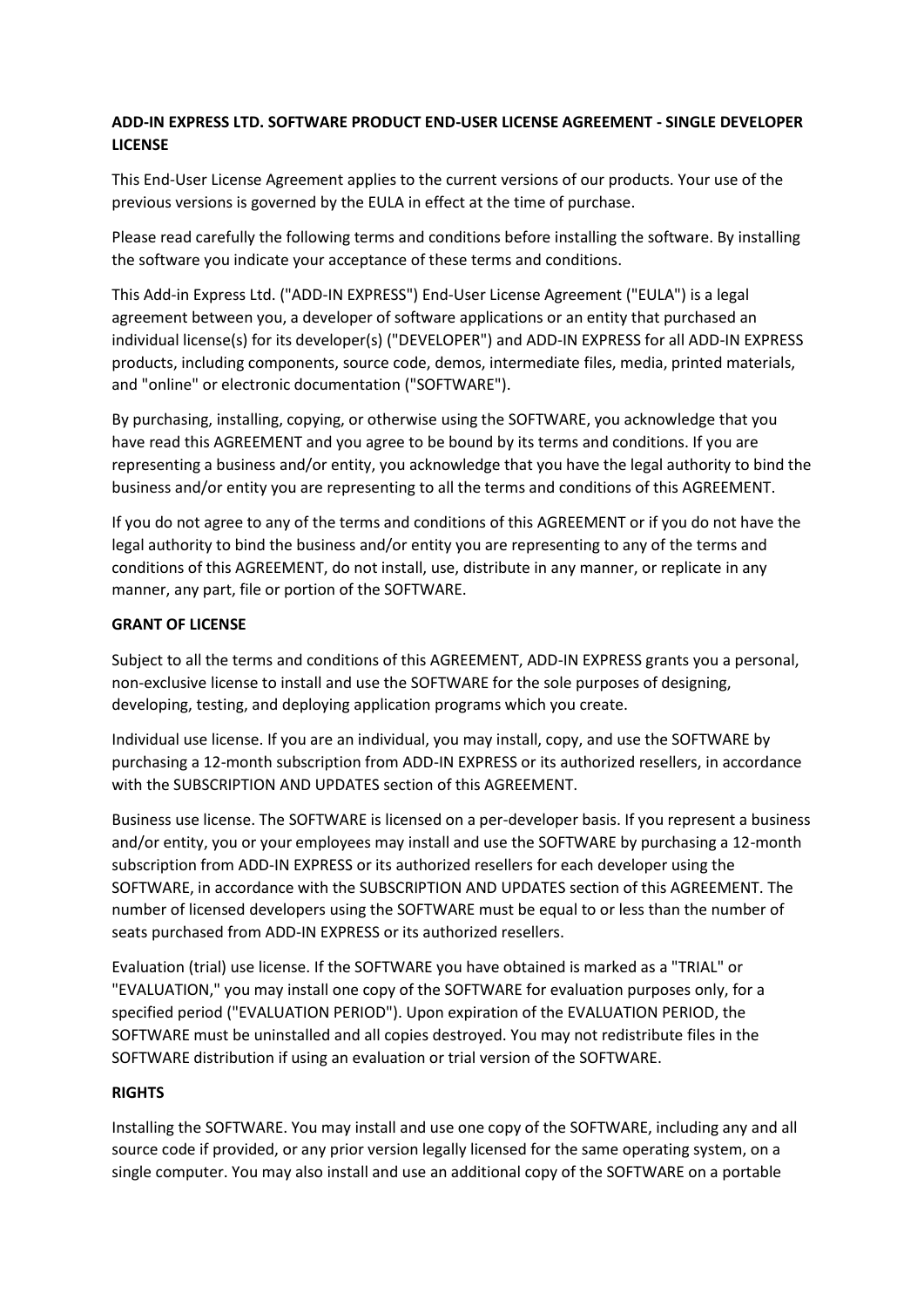**ADD-IN EXPRESS LTD. SOFTWARE PRODUCT END-USER LICENSE AGREEMENT - SINGLE DEVELOPER LICENSE**

This End-User License Agreement applies to the current versions of our products. Your use of the previous versions is governed by the EULA in effect at the time of purchase.

Please read carefully the following terms and conditions before installing the software. By installing the software you indicate your acceptance of these terms and conditions.

This Add-in Express Ltd. ("ADD-IN EXPRESS") End-User License Agreement ("EULA") is a legal agreement between you, a developer of software applications or an entity that purchased an individual license(s) for its developer(s) ("DEVELOPER") and ADD-IN EXPRESS for all ADD-IN EXPRESS products, including components, source code, demos, intermediate files, media, printed materials, and "online" or electronic documentation ("SOFTWARE").

By purchasing, installing, copying, or otherwise using the SOFTWARE, you acknowledge that you have read this AGREEMENT and you agree to be bound by its terms and conditions. If you are representing a business and/or entity, you acknowledge that you have the legal authority to bind the business and/or entity you are representing to all the terms and conditions of this AGREEMENT.

If you do not agree to any of the terms and conditions of this AGREEMENT or if you do not have the legal authority to bind the business and/or entity you are representing to any of the terms and conditions of this AGREEMENT, do not install, use, distribute in any manner, or replicate in any manner, any part, file or portion of the SOFTWARE.

**GRANT OF LICENSE**

Subject to all the terms and conditions of this AGREEMENT, ADD-IN EXPRESS grants you a personal, non-exclusive license to install and use the SOFTWARE for the sole purposes of designing, developing, testing, and deploying application programs which you create.

Individual use license. If you are an individual, you may install, copy, and use the SOFTWARE by purchasing a 12-month subscription from ADD-IN EXPRESS or its authorized resellers, in accordance with the SUBSCRIPTION AND UPDATES section of this AGREEMENT.

Business use license. The SOFTWARE is licensed on a per-developer basis. If you represent a business and/or entity, you or your employees may install and use the SOFTWARE by purchasing a 12-month subscription from ADD-IN EXPRESS or its authorized resellers for each developer using the SOFTWARE, in accordance with the SUBSCRIPTION AND UPDATES section of this AGREEMENT. The number of licensed developers using the SOFTWARE must be equal to or less than the number of seats purchased from ADD-IN EXPRESS or its authorized resellers.

Evaluation (trial) use license. If the SOFTWARE you have obtained is marked as a "TRIAL" or "EVALUATION," you may install one copy of the SOFTWARE for evaluation purposes only, for a specified period ("EVALUATION PERIOD"). Upon expiration of the EVALUATION PERIOD, the SOFTWARE must be uninstalled and all copies destroyed. You may not redistribute files in the SOFTWARE distribution if using an evaluation or trial version of the SOFTWARE.

**RIGHTS**

Installing the SOFTWARE. You may install and use one copy of the SOFTWARE, including any and all source code if provided, or any prior version legally licensed for the same operating system, on a single computer. You may also install and use an additional copy of the SOFTWARE on a portable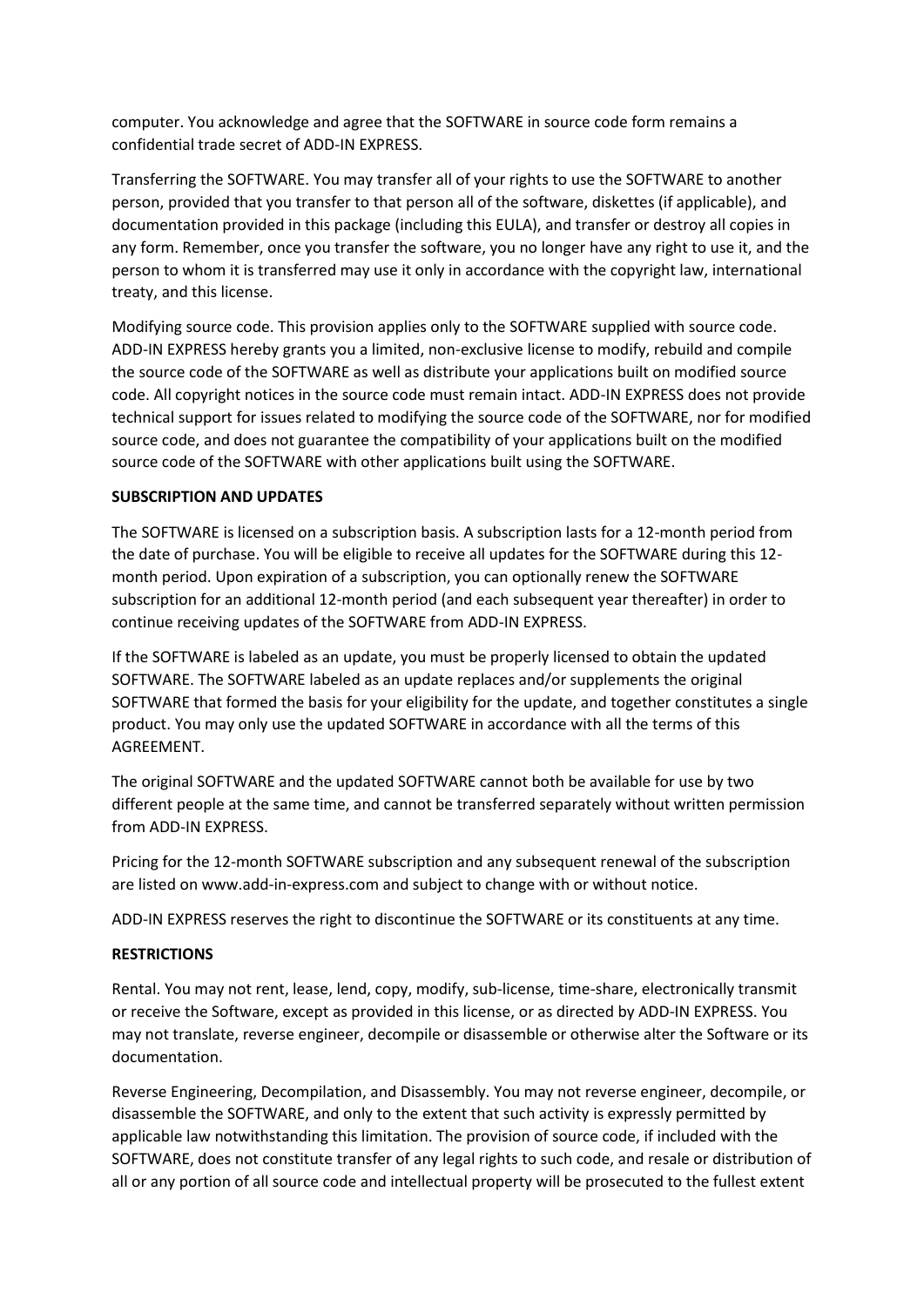computer. You acknowledge and agree that the SOFTWARE in source code form remains a confidential trade secret of ADD-IN EXPRESS.

Transferring the SOFTWARE. You may transfer all of your rights to use the SOFTWARE to another person, provided that you transfer to that person all of the software, diskettes (if applicable), and documentation provided in this package (including this EULA), and transfer or destroy all copies in any form. Remember, once you transfer the software, you no longer have any right to use it, and the person to whom it is transferred may use it only in accordance with the copyright law, international treaty, and this license.

Modifying source code. This provision applies only to the SOFTWARE supplied with source code. ADD-IN EXPRESS hereby grants you a limited, non-exclusive license to modify, rebuild and compile the source code of the SOFTWARE as well as distribute your applications built on modified source code. All copyright notices in the source code must remain intact. ADD-IN EXPRESS does not provide technical support for issues related to modifying the source code of the SOFTWARE, nor for modified source code, and does not guarantee the compatibility of your applications built on the modified source code of the SOFTWARE with other applications built using the SOFTWARE.

**SUBSCRIPTION AND UPDATES**

The SOFTWARE is licensed on a subscription basis. A subscription lasts for a 12-month period from the date of purchase. You will be eligible to receive all updates for the SOFTWARE during this 12-month period. Upon expiration of a subscription, you can optionally renew the SOFTWARE subscription for an additional 12-month period (and each subsequent year thereafter) in order to continue receiving updates of the SOFTWARE from ADD-IN EXPRESS.

If the SOFTWARE is labeled as an update, you must be properly licensed to obtain the updated SOFTWARE. The SOFTWARE labeled as an update replaces and/or supplements the original SOFTWARE that formed the basis for your eligibility for the update, and together constitutes a single product. You may only use the updated SOFTWARE in accordance with all the terms of this AGREEMENT.

The original SOFTWARE and the updated SOFTWARE cannot both be available for use by two different people at the same time, and cannot be transferred separately without written permission from ADD-IN EXPRESS.

Pricing for the 12-month SOFTWARE subscription and any subsequent renewal of the subscription are listed on www.add-in-express.com and subject to change with or without notice.

ADD-IN EXPRESS reserves the right to discontinue the SOFTWARE or its constituents at any time.

**RESTRICTIONS**

Rental. You may not rent, lease, lend, copy, modify, sub-license, time-share, electronically transmit or receive the Software, except as provided in this license, or as directed by ADD-IN EXPRESS. You may not translate, reverse engineer, decompile or disassemble or otherwise alter the Software or its documentation.

Reverse Engineering, Decompilation, and Disassembly. You may not reverse engineer, decompile, or disassemble the SOFTWARE, and only to the extent that such activity is expressly permitted by applicable law notwithstanding this limitation. The provision of source code, if included with the SOFTWARE, does not constitute transfer of any legal rights to such code, and resale or distribution of all or any portion of all source code and intellectual property will be prosecuted to the fullest extent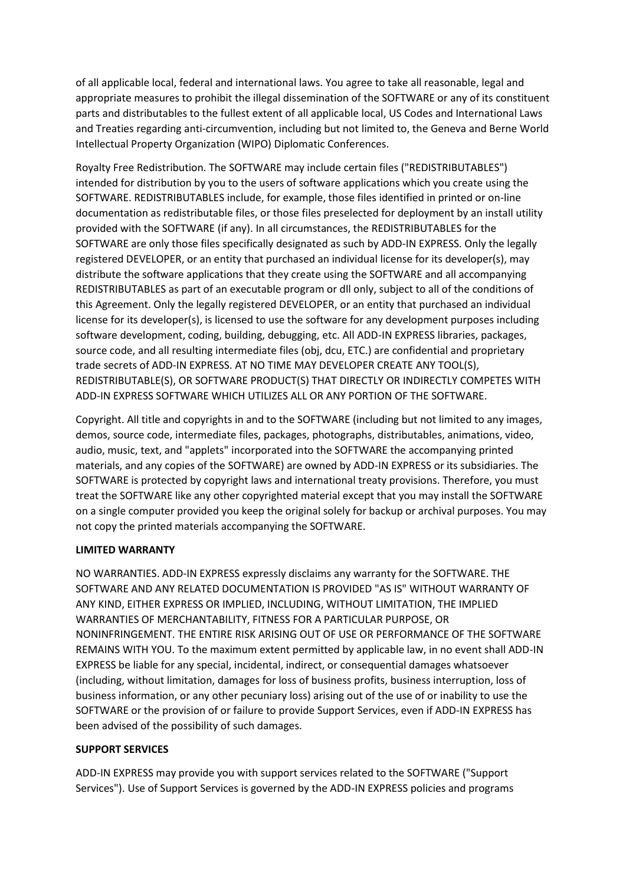of all applicable local, federal and international laws. You agree to take all reasonable, legal and appropriate measures to prohibit the illegal dissemination of the SOFTWARE or any of its constituent parts and distributables to the fullest extent of all applicable local, US Codes and International Laws and Treaties regarding anti-circumvention, including but not limited to, the Geneva and Berne World Intellectual Property Organization (WIPO) Diplomatic Conferences.

Royalty Free Redistribution. The SOFTWARE may include certain files ("REDISTRIBUTABLES") intended for distribution by you to the users of software applications which you create using the SOFTWARE. REDISTRIBUTABLES include, for example, those files identified in printed or on-line documentation as redistributable files, or those files preselected for deployment by an install utility provided with the SOFTWARE (if any). In all circumstances, the REDISTRIBUTABLES for the SOFTWARE are only those files specifically designated as such by ADD-IN EXPRESS. Only the legally registered DEVELOPER, or an entity that purchased an individual license for its developer(s), may distribute the software applications that they create using the SOFTWARE and all accompanying REDISTRIBUTABLES as part of an executable program or dll only, subject to all of the conditions of this Agreement. Only the legally registered DEVELOPER, or an entity that purchased an individual license for its developer(s), is licensed to use the software for any development purposes including software development, coding, building, debugging, etc. All ADD-IN EXPRESS libraries, packages, source code, and all resulting intermediate files (obj, dcu, ETC.) are confidential and proprietary trade secrets of ADD-IN EXPRESS. AT NO TIME MAY DEVELOPER CREATE ANY TOOL(S), REDISTRIBUTABLE(S), OR SOFTWARE PRODUCT(S) THAT DIRECTLY OR INDIRECTLY COMPETES WITH ADD-IN EXPRESS SOFTWARE WHICH UTILIZES ALL OR ANY PORTION OF THE SOFTWARE.

Copyright. All title and copyrights in and to the SOFTWARE (including but not limited to any images, demos, source code, intermediate files, packages, photographs, distributables, animations, video, audio, music, text, and "applets" incorporated into the SOFTWARE the accompanying printed materials, and any copies of the SOFTWARE) are owned by ADD-IN EXPRESS or its subsidiaries. The SOFTWARE is protected by copyright laws and international treaty provisions. Therefore, you must treat the SOFTWARE like any other copyrighted material except that you may install the SOFTWARE on a single computer provided you keep the original solely for backup or archival purposes. You may not copy the printed materials accompanying the SOFTWARE.

**LIMITED WARRANTY**

NO WARRANTIES. ADD-IN EXPRESS expressly disclaims any warranty for the SOFTWARE. THE SOFTWARE AND ANY RELATED DOCUMENTATION IS PROVIDED "AS IS" WITHOUT WARRANTY OF ANY KIND, EITHER EXPRESS OR IMPLIED, INCLUDING, WITHOUT LIMITATION, THE IMPLIED WARRANTIES OF MERCHANTABILITY, FITNESS FOR A PARTICULAR PURPOSE, OR NONINFRINGEMENT. THE ENTIRE RISK ARISING OUT OF USE OR PERFORMANCE OF THE SOFTWARE REMAINS WITH YOU. To the maximum extent permitted by applicable law, in no event shall ADD-IN EXPRESS be liable for any special, incidental, indirect, or consequential damages whatsoever (including, without limitation, damages for loss of business profits, business interruption, loss of business information, or any other pecuniary loss) arising out of the use of or inability to use the SOFTWARE or the provision of or failure to provide Support Services, even if ADD-IN EXPRESS has been advised of the possibility of such damages.

**SUPPORT SERVICES**

ADD-IN EXPRESS may provide you with support services related to the SOFTWARE ("Support Services"). Use of Support Services is governed by the ADD-IN EXPRESS policies and programs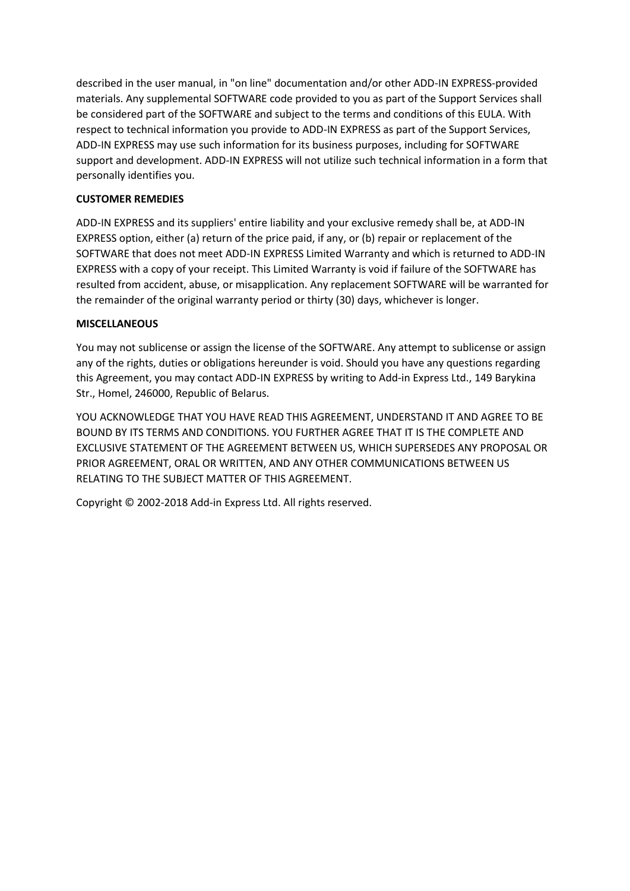described in the user manual, in "on line" documentation and/or other ADD-IN EXPRESS-provided materials. Any supplemental SOFTWARE code provided to you as part of the Support Services shall be considered part of the SOFTWARE and subject to the terms and conditions of this EULA. With respect to technical information you provide to ADD-IN EXPRESS as part of the Support Services, ADD-IN EXPRESS may use such information for its business purposes, including for SOFTWARE support and development. ADD-IN EXPRESS will not utilize such technical information in a form that personally identifies you.

**CUSTOMER REMEDIES**

ADD-IN EXPRESS and its suppliers' entire liability and your exclusive remedy shall be, at ADD-IN EXPRESS option, either (a) return of the price paid, if any, or (b) repair or replacement of the SOFTWARE that does not meet ADD-IN EXPRESS Limited Warranty and which is returned to ADD-IN EXPRESS with a copy of your receipt. This Limited Warranty is void if failure of the SOFTWARE has resulted from accident, abuse, or misapplication. Any replacement SOFTWARE will be warranted for the remainder of the original warranty period or thirty (30) days, whichever is longer.

**MISCELLANEOUS**

You may not sublicense or assign the license of the SOFTWARE. Any attempt to sublicense or assign any of the rights, duties or obligations hereunder is void. Should you have any questions regarding this Agreement, you may contact ADD-IN EXPRESS by writing to Add-in Express Ltd., 149 Barykina Str., Homel, 246000, Republic of Belarus.

YOU ACKNOWLEDGE THAT YOU HAVE READ THIS AGREEMENT, UNDERSTAND IT AND AGREE TO BE BOUND BY ITS TERMS AND CONDITIONS. YOU FURTHER AGREE THAT IT IS THE COMPLETE AND EXCLUSIVE STATEMENT OF THE AGREEMENT BETWEEN US, WHICH SUPERSEDES ANY PROPOSAL OR PRIOR AGREEMENT, ORAL OR WRITTEN, AND ANY OTHER COMMUNICATIONS BETWEEN US RELATING TO THE SUBJECT MATTER OF THIS AGREEMENT.

Copyright © 2002-2018 Add-in Express Ltd. All rights reserved.